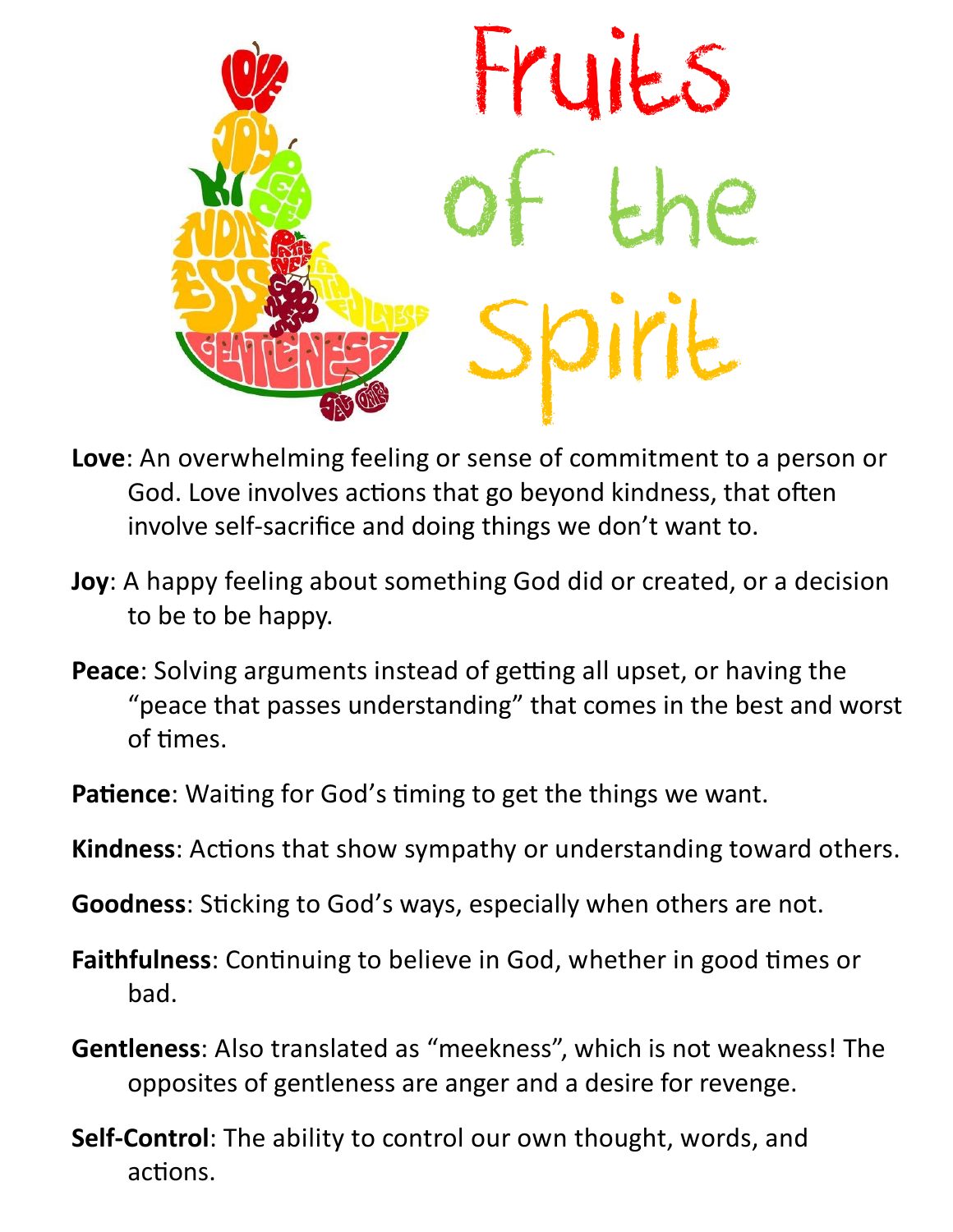# Fruits of the Spirit

**Love**: An overwhelming feeling or sense of commitment to a person or God. Love involves actions that go beyond kindness, that often involve self-sacrifice and doing things we don't want to.

**Joy**: A happy feeling about something God did or created, or a decision to be to be happy.

**Peace**: Solving arguments instead of getting all upset, or having the "peace that passes understanding" that comes in the best and worst of times.

**Patience**: Waiting for God's timing to get the things we want.

**Kindness**: Actions that show sympathy or understanding toward others.

**Goodness**: Sticking to God's ways, especially when others are not.

**Faithfulness**: Continuing to believe in God, whether in good times or bad.

**Gentleness**: Also translated as "meekness", which is not weakness! The opposites of gentleness are anger and a desire for revenge.

**Self-Control**: The ability to control our own thought, words, and actions.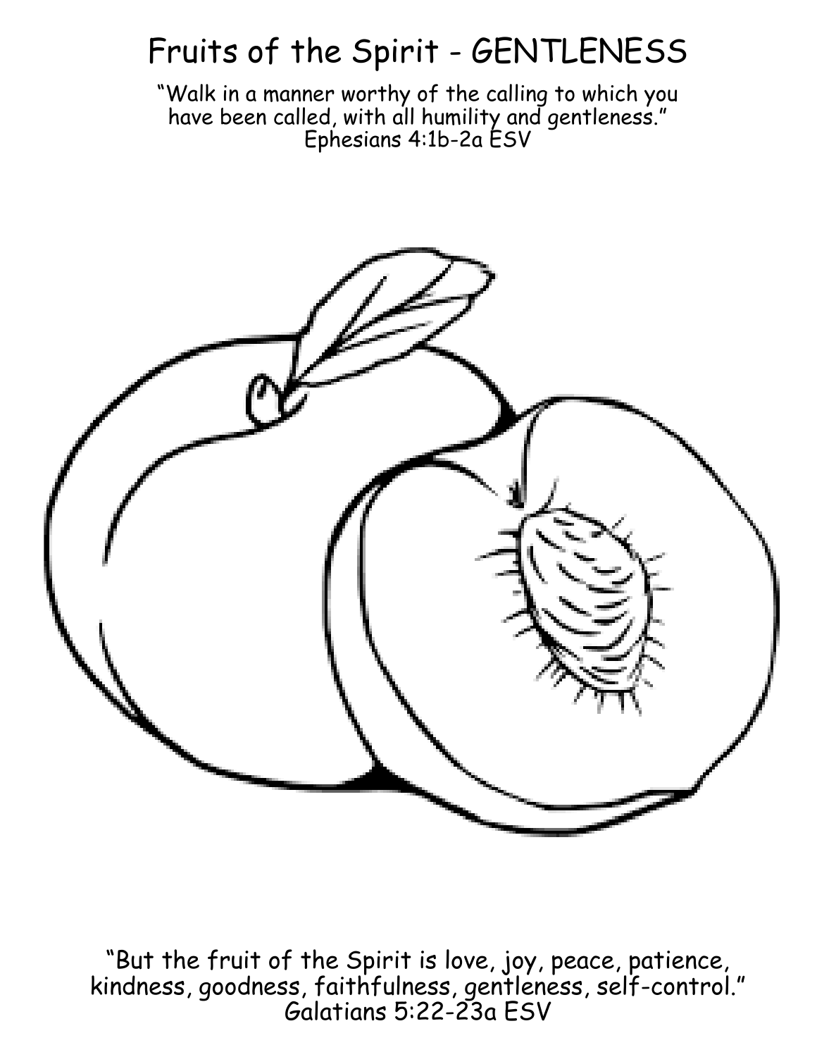# Fruits of the Spirit - GENTLENESS

"Walk in a manner worthy of the calling to which you have been called, with all humility and gentleness."
Ephesians 4:1b-2a ESV

"But the fruit of the Spirit is love, joy, peace, patience, kindness, goodness, faithfulness, gentleness, self-control."
Galatians 5:22-23a ESV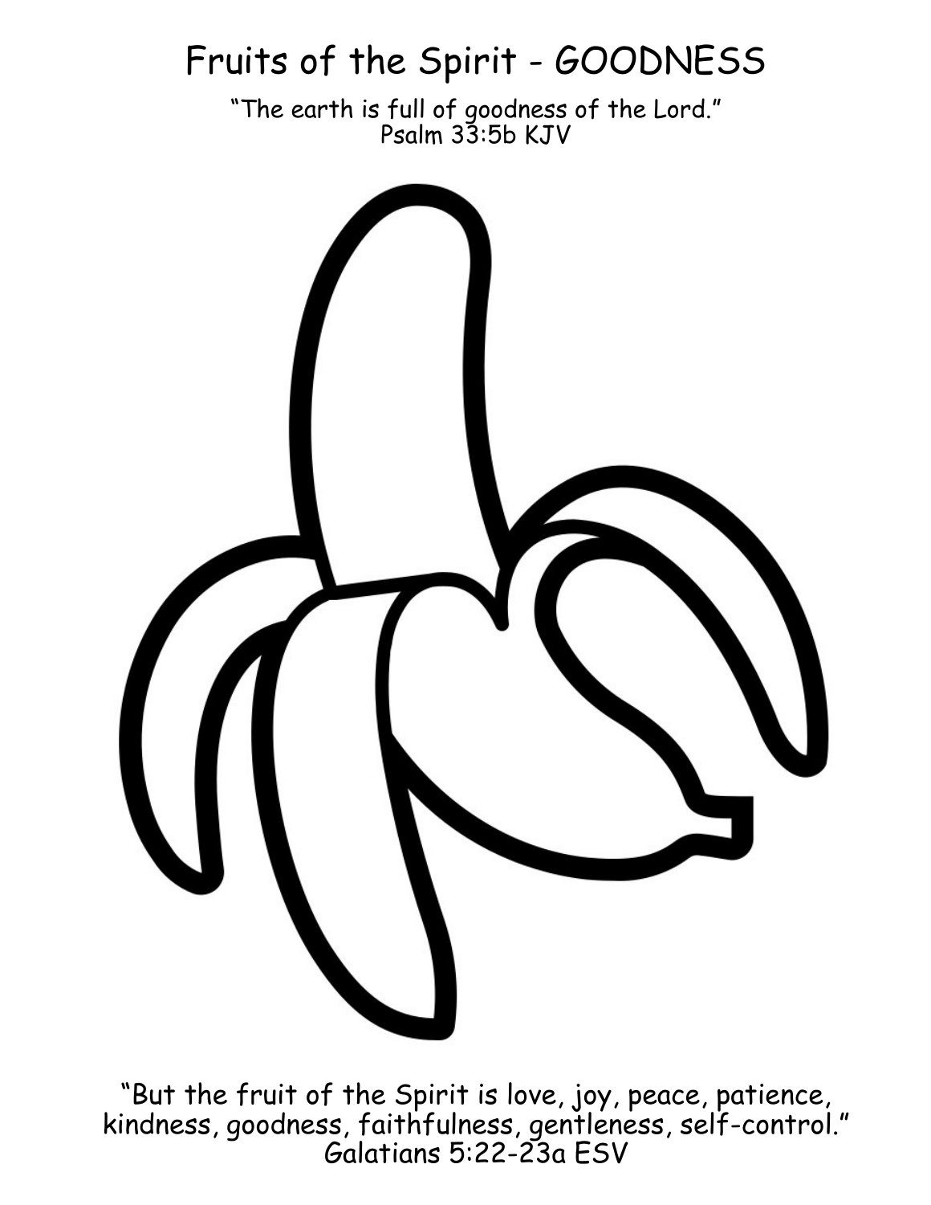# Fruits of the Spirit - GOODNESS

"The earth is full of goodness of the Lord."
Psalm 33:5b KJV

"But the fruit of the Spirit is love, joy, peace, patience, kindness, goodness, faithfulness, gentleness, self-control."
Galatians 5:22-23a ESV